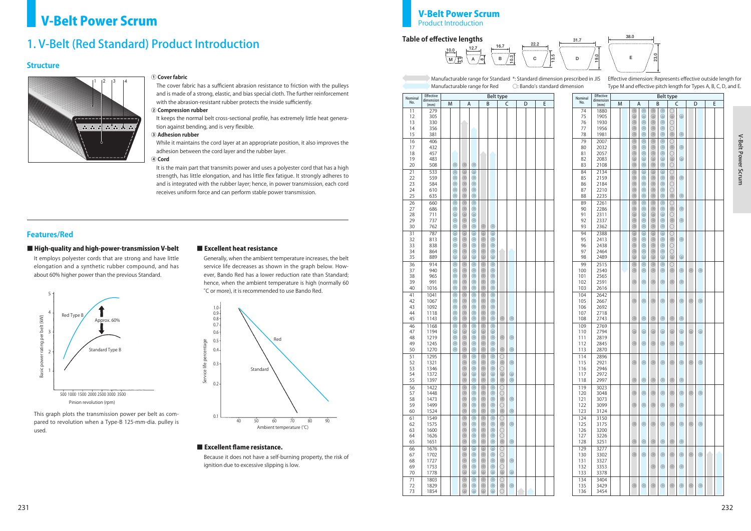# V-Belt Power Scrum

## 1. V-Belt (Red Standard) Product Introduction

### Structure

**① Cover fabric**

The cover fabric has a sufficient abrasion resistance to friction with the pulleys and is made of a strong, elastic, and bias special cloth. The further reinforcement with the abrasion-resistant rubber protects the inside sufficiently.

**② Compression rubber**

It keeps the normal belt cross-sectional profile, has extremely little heat generation against bending, and is very flexible.

**③ Adhesion rubber**

While it maintains the cord layer at an appropriate position, it also improves the adhesion between the cord layer and the rubber layer.

**④ Cord**

It is the main part that transmits power and uses a polyester cord that has a high strength, has little elongation, and has little flex fatigue. It strongly adheres to and is integrated with the rubber layer; hence, in power transmission, each cord receives uniform force and can perform stable power transmission.

### Features/Red

**■ High-quality and high-power-transmission V-belt**

It employs polyester cords that are strong and have little elongation and a synthetic rubber compound, and has about 60% higher power than the previous Standard.

Red Type B / Approx. 60% / Standard Type B
Basic power rating per belt (kW) – Pinion revolution (rpm)

This graph plots the transmission power per belt as compared to revolution when a Type-B 125-mm-dia. pulley is used.

**■ Excellent heat resistance**

Generally, when the ambient temperature increases, the belt service life decreases as shown in the graph below. However, Bando Red has a lower reduction rate than Standard; hence, when the ambient temperature is high (normally 60 °C or more), it is recommended to use Bando Red.

Red / Standard
Service life percentage – Ambient temperature (°C)

**■ Excellent flame resistance.**

Because it does not have a self-burning property, the risk of ignition due to excessive slipping is low.

# V-Belt Power Scrum

Product Introduction

### Table of effective lengths

M: 10.0 × 5.5 / A: 12.7 × 8 / B: 16.7 × 10.5 / C: 22.2 × 13.5 / D: 31.7 × 19.0 / E: 38.0 × 23.0

Manufacturable range for Standard / Manufacturable range for Red
*: Standard dimension prescribed in JIS ○: Bando's standard dimension

Effective dimension: Represents effective outside length for Type M and effective pitch length for Types A, B, C, D, and E.

| Nominal No. | Effective dimension (mm) | M | | A | | B | | C | | D | | E | |
|---|---|---|---|---|---|---|---|---|---|---|---|---|---|
| 11 | 279 | | | | | | | | | | | | |
| 12 | 305 | | | | | | | | | | | | |
| 13 | 330 | | | | | | | | | | | | |
| 14 | 356 | | | | | | | | | | | | |
| 15 | 381 | | | | | | | | | | | | |
| 16 | 406 | | | | | | | | | | | | |
| 17 | 432 | | | | | | | | | | | | |
| 18 | 457 | | | | | | | | | | | | |
| 19 | 483 | | | | | | | | | | | | |
| 20 | 508 | | ◎ | ◎ | ◎ | | | | | | | | |
| 21 | 533 | | ◎ | ◎ | ◎ | | | | | | | | |
| 22 | 559 | | ◎ | ◎ | ◎ | | | | | | | | |
| 23 | 584 | | ◎ | ◎ | ◎ | | | | | | | | |
| 24 | 610 | | ◎ | ◎ | ◎ | | | | | | | | |
| 25 | 635 | | ◎ | ◎ | ◎ | | | | | | | | |
| 26 | 660 | | ◎ | ◎ | ◎ | | | | | | | | |
| 27 | 686 | | ◎ | ◎ | ◎ | | | | | | | | |
| 28 | 711 | | ◎ | ◎ | ◎ | | | | | | | | |
| 29 | 737 | | ◎ | ◎ | ◎ | | | | | | | | |
| 30 | 762 | | ◎ | ◎ | ◎ | ◎ | ◎ | | | | | | |
| 31 | 787 | | ◎ | ◎ | ◎ | ◎ | ◎ | | | | | | |
| 32 | 813 | | ◎ | ◎ | ◎ | ◎ | ◎ | | | | | | |
| 33 | 838 | | ◎ | ◎ | ◎ | ◎ | ◎ | | | | | | |
| 34 | 864 | | ◎ | ◎ | ◎ | ◎ | ◎ | | | | | | |
| 35 | 889 | | ◎ | ◎ | ◎ | ◎ | ◎ | | | | | | |
| 36 | 914 | | ◎ | ◎ | ◎ | ◎ | ◎ | | | | | | |
| 37 | 940 | | ◎ | ◎ | ◎ | ◎ | ◎ | | | | | | |
| 38 | 965 | | ◎ | ◎ | ◎ | ◎ | ◎ | | | | | | |
| 39 | 991 | | ◎ | ◎ | ◎ | ◎ | ◎ | | | | | | |
| 40 | 1016 | | ◎ | ◎ | ◎ | ◎ | ◎ | | | | | | |
| 41 | 1041 | | ◎ | ◎ | ◎ | ◎ | ◎ | | | | | | |
| 42 | 1067 | | ◎ | ◎ | ◎ | ◎ | ◎ | | | | | | |
| 43 | 1092 | | ◎ | ◎ | ◎ | ◎ | ◎ | | | | | | |
| 44 | 1118 | | ◎ | ◎ | ◎ | ◎ | ◎ | | | | | | |
| 45 | 1143 | | ◎ | ◎ | ◎ | ◎ | ◎ | ◎ | ◎ | | | | |
| 46 | 1168 | | ◎ | ◎ | ◎ | ◎ | ◎ | | | | | | |
| 47 | 1194 | | ◎ | ◎ | ◎ | ◎ | ◎ | | | | | | |
| 48 | 1219 | | ◎ | ◎ | ◎ | ◎ | ◎ | ◎ | ◎ | | | | |
| 49 | 1245 | | ◎ | ◎ | ◎ | ◎ | ◎ | | | | | | |
| 50 | 1270 | | ◎ | ◎ | ◎ | ◎ | ◎ | ◎ | ◎ | | | | |
| 51 | 1295 | | | ◎ | ◎ | ◎ | ◎ | ○ | | | | | |
| 52 | 1321 | | | ◎ | ◎ | ◎ | ◎ | ◎ | ◎ | | | | |
| 53 | 1346 | | | ◎ | ◎ | ◎ | ◎ | ○ | | | | | |
| 54 | 1372 | | | ◎ | ◎ | ◎ | ◎ | ◎ | ◎ | | | | |
| 55 | 1397 | | | ◎ | ◎ | ◎ | ◎ | ◎ | ◎ | | | | |
| 56 | 1422 | | | ◎ | ◎ | ◎ | ◎ | ○ | | | | | |
| 57 | 1448 | | | ◎ | ◎ | ◎ | ◎ | ○ | | | | | |
| 58 | 1473 | | | ◎ | ◎ | ◎ | ◎ | ◎ | ◎ | | | | |
| 59 | 1499 | | | ◎ | ◎ | ◎ | ◎ | ○ | | | | | |
| 60 | 1524 | | | ◎ | ◎ | ◎ | ◎ | ◎ | ◎ | | | | |
| 61 | 1549 | | | ◎ | ◎ | ◎ | ◎ | ○ | | | | | |
| 62 | 1575 | | | ◎ | ◎ | ◎ | ◎ | ◎ | ◎ | | | | |
| 63 | 1600 | | | ◎ | ◎ | ◎ | ◎ | ○ | | | | | |
| 64 | 1626 | | | ◎ | ◎ | ◎ | ◎ | ○ | | | | | |
| 65 | 1651 | | | ◎ | ◎ | ◎ | ◎ | ◎ | ◎ | | | | |
| 66 | 1676 | | | ◎ | ◎ | ◎ | ◎ | ○ | | | | | |
| 67 | 1702 | | | ◎ | ◎ | ◎ | ◎ | ○ | | | | | |
| 68 | 1727 | | | ◎ | ◎ | ◎ | ◎ | ◎ | ◎ | | | | |
| 69 | 1753 | | | ◎ | ◎ | ◎ | ◎ | ○ | | | | | |
| 70 | 1778 | | | ◎ | ◎ | ◎ | ◎ | ◎ | ◎ | | | | |
| 71 | 1803 | | | ◎ | ◎ | ◎ | ◎ | ○ | | | | | |
| 72 | 1829 | | | ◎ | ◎ | ◎ | ◎ | ◎ | ◎ | | | | |
| 73 | 1854 | | | ◎ | ◎ | ◎ | ◎ | ○ | | | | | |
| 74 | 1880 | | | ◎ | ◎ | ◎ | ◎ | ○ | | | | | |
| 75 | 1905 | | | ◎ | ◎ | ◎ | ◎ | ◎ | ◎ | | | | |
| 76 | 1930 | | | ◎ | ◎ | ◎ | ◎ | ○ | | | | | |
| 77 | 1956 | | | ◎ | ◎ | ◎ | ◎ | ○ | | | | | |
| 78 | 1981 | | | ◎ | ◎ | ◎ | ◎ | ◎ | ◎ | | | | |
| 79 | 2007 | | | ◎ | ◎ | ◎ | ◎ | ○ | | | | | |
| 80 | 2032 | | | ◎ | ◎ | ◎ | ◎ | ◎ | ◎ | | | | |
| 81 | 2057 | | | ◎ | ◎ | ◎ | ◎ | ○ | | | | | |
| 82 | 2083 | | | ◎ | ◎ | ◎ | ◎ | ◎ | ◎ | | | | |
| 83 | 2108 | | | ◎ | ◎ | ◎ | ◎ | ○ | | | | | |
| 84 | 2134 | | | ◎ | ◎ | ◎ | ◎ | ○ | | | | | |
| 85 | 2159 | | | ◎ | ◎ | ◎ | ◎ | ◎ | ◎ | | | | |
| 86 | 2184 | | | ◎ | ◎ | ◎ | ◎ | ○ | | | | | |
| 87 | 2210 | | | ◎ | ◎ | ◎ | ◎ | ○ | | | | | |
| 88 | 2235 | | | ◎ | ◎ | ◎ | ◎ | ◎ | ◎ | | | | |
| 89 | 2261 | | | ◎ | ◎ | ◎ | ◎ | ○ | | | | | |
| 90 | 2286 | | | ◎ | ◎ | ◎ | ◎ | ◎ | ◎ | | | | |
| 91 | 2311 | | | ◎ | ◎ | ◎ | ◎ | ○ | | | | | |
| 92 | 2337 | | | ◎ | ◎ | ◎ | ◎ | ◎ | ◎ | | | | |
| 93 | 2362 | | | ◎ | ◎ | ◎ | ◎ | ○ | | | | | |
| 94 | 2388 | | | ◎ | ◎ | ◎ | ◎ | ○ | | | | | |
| 95 | 2413 | | | ◎ | ◎ | ◎ | ◎ | ◎ | ◎ | | | | |
| 96 | 2438 | | | ◎ | ◎ | ◎ | ◎ | ○ | | | | | |
| 97 | 2464 | | | ◎ | ◎ | ◎ | ◎ | ○ | | | | | |
| 98 | 2489 | | | ◎ | ◎ | ◎ | ◎ | ◎ | ◎ | | | | |
| 99 | 2515 | | | ◎ | ◎ | ◎ | ◎ | ○ | | | | | |
| 100 | 2540 | | | ◎ | ◎ | ◎ | ◎ | ◎ | ◎ | ◎ | ◎ | | |
| 101 | 2565 | | | | | | | | | | | | |
| 102 | 2591 | | | ◎ | ◎ | ◎ | ◎ | ◎ | ◎ | | | | |
| 103 | 2616 | | | | | | | | | | | | |
| 104 | 2642 | | | | | | | | | | | | |
| 105 | 2667 | | | ◎ | ◎ | ◎ | ◎ | ◎ | ◎ | ◎ | ◎ | | |
| 106 | 2692 | | | | | | | | | | | | |
| 107 | 2718 | | | | | | | | | | | | |
| 108 | 2743 | | | ◎ | ◎ | ◎ | ◎ | ◎ | ◎ | | | | |
| 109 | 2769 | | | | | | | | | | | | |
| 110 | 2794 | | | ◎ | ◎ | ◎ | ◎ | ◎ | ◎ | ◎ | ◎ | | |
| 111 | 2819 | | | | | | | | | | | | |
| 112 | 2845 | | | ◎ | ◎ | ◎ | ◎ | ◎ | ◎ | | | | |
| 113 | 2870 | | | | | | | | | | | | |
| 114 | 2896 | | | | | | | | | | | | |
| 115 | 2921 | | | ◎ | ◎ | ◎ | ◎ | ◎ | ◎ | ◎ | ◎ | | |
| 116 | 2946 | | | | | | | | | | | | |
| 117 | 2972 | | | | | | | | | | | | |
| 118 | 2997 | | | ◎ | ◎ | ◎ | ◎ | ◎ | ◎ | | | | |
| 119 | 3023 | | | | | | | | | | | | |
| 120 | 3048 | | | ◎ | ◎ | ◎ | ◎ | ◎ | ◎ | ◎ | ◎ | | |
| 121 | 3073 | | | | | | | | | | | | |
| 122 | 3099 | | | ◎ | ◎ | ◎ | ◎ | ◎ | ◎ | | | | |
| 123 | 3124 | | | | | | | | | | | | |
| 124 | 3150 | | | | | | | | | | | | |
| 125 | 3175 | | | ◎ | ◎ | ◎ | ◎ | ◎ | ◎ | ◎ | ◎ | | |
| 126 | 3200 | | | | | | | | | | | | |
| 127 | 3226 | | | | | | | | | | | | |
| 128 | 3251 | | | ◎ | ◎ | ◎ | ◎ | ◎ | ◎ | | | | |
| 129 | 3277 | | | | | | | | | | | | |
| 130 | 3302 | | | ◎ | ◎ | ◎ | ◎ | ◎ | ◎ | ◎ | ◎ | | |
| 131 | 3327 | | | | | | | | | | | | |
| 132 | 3353 | | | | | ◎ | ◎ | ◎ | ◎ | | | | |
| 133 | 3378 | | | | | | | | | | | | |
| 134 | 3404 | | | | | | | | | | | | |
| 135 | 3429 | | | ◎ | ◎ | ◎ | ◎ | ◎ | ◎ | ◎ | ◎ | | |
| 136 | 3454 | | | | | | | | | | | | |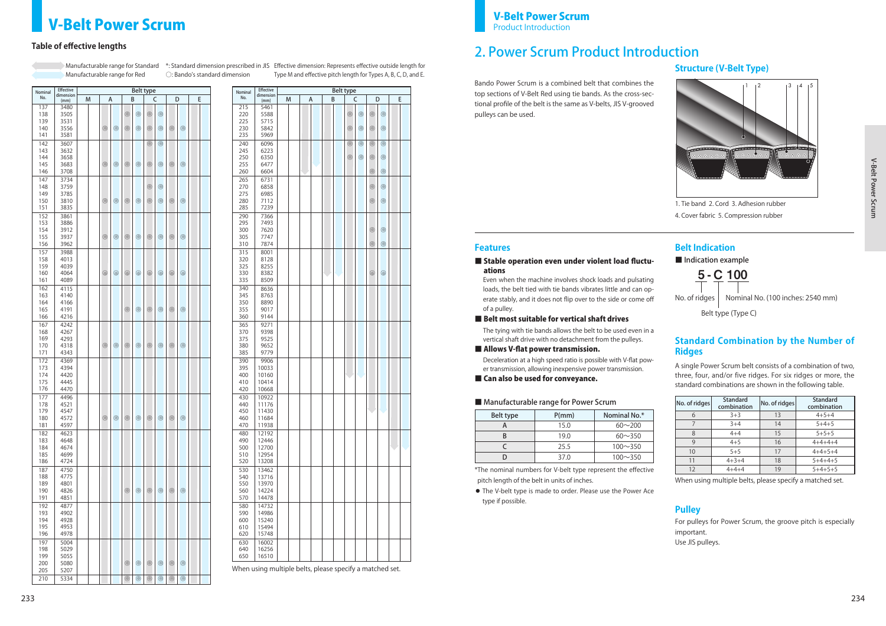# V-Belt Power Scrum

### Table of effective lengths

Manufacturable range for Standard *: Standard dimension prescribed in JIS Effective dimension: Represents effective outside length for Type M and effective pitch length for Types A, B, C, D, and E.
Manufacturable range for Red ◎: Bando's standard dimension

| Nominal No. | Effective dimension (mm) | M | A | B | C | D | E |
|---|---|---|---|---|---|---|---|
| 137 | 3480 | | | | | | |
| 138 | 3505 | | | ◎◎ | ◎◎ | | |
| 139 | 3531 | | | | | | |
| 140 | 3556 | | ◎◎ | ◎◎ | ◎◎ | ◎◎ | |
| 141 | 3581 | | | | | | |
| 142 | 3607 | | | | ◎◎ | | |
| 143 | 3632 | | | | | | |
| 144 | 3658 | | | | | | |
| 145 | 3683 | | ◎◎ | ◎◎ | ◎◎ | ◎◎ | |
| 146 | 3708 | | | | | | |
| 147 | 3734 | | | | | | |
| 148 | 3759 | | | | ◎◎ | | |
| 149 | 3785 | | | | | | |
| 150 | 3810 | | ◎◎ | ◎◎ | ◎◎ | ◎◎ | |
| 151 | 3835 | | | | | | |
| 152 | 3861 | | | | | | |
| 153 | 3886 | | | | | | |
| 154 | 3912 | | | | | | |
| 155 | 3937 | | ◎◎ | ◎◎ | ◎◎ | ◎◎ | |
| 156 | 3962 | | | | | | |
| 157 | 3988 | | | | | | |
| 158 | 4013 | | | | | | |
| 159 | 4039 | | | | | | |
| 160 | 4064 | | ◎◎ | ◎◎ | ◎◎ | ◎◎ | |
| 161 | 4089 | | | | | | |
| 162 | 4115 | | | | | | |
| 163 | 4140 | | | | | | |
| 164 | 4166 | | | | | | |
| 165 | 4191 | | | ◎◎ | ◎◎ | ◎◎ | |
| 166 | 4216 | | | | | | |
| 167 | 4242 | | | | | | |
| 168 | 4267 | | | | | | |
| 169 | 4293 | | | | | | |
| 170 | 4318 | | ◎◎ | ◎◎ | ◎◎ | ◎◎ | |
| 171 | 4343 | | | | | | |
| 172 | 4369 | | | | | | |
| 173 | 4394 | | | | | | |
| 174 | 4420 | | | | | | |
| 175 | 4445 | | | | | | |
| 176 | 4470 | | | | | | |
| 177 | 4496 | | | | | | |
| 178 | 4521 | | | | | | |
| 179 | 4547 | | | | | | |
| 180 | 4572 | | ◎◎ | ◎◎ | ◎◎ | ◎◎ | |
| 181 | 4597 | | | | | | |
| 182 | 4623 | | | | | | |
| 183 | 4648 | | | | | | |
| 184 | 4674 | | | | | | |
| 185 | 4699 | | | | | | |
| 186 | 4724 | | | | | | |
| 187 | 4750 | | | | | | |
| 188 | 4775 | | | | | | |
| 189 | 4801 | | | | | | |
| 190 | 4826 | | | ◎◎ | ◎◎ | ◎◎ | |
| 191 | 4851 | | | | | | |
| 192 | 4877 | | | | | | |
| 193 | 4902 | | | | | | |
| 194 | 4928 | | | | | | |
| 195 | 4953 | | | | | | |
| 196 | 4978 | | | | | | |
| 197 | 5004 | | | | | | |
| 198 | 5029 | | | | | | |
| 199 | 5055 | | | | | | |
| 200 | 5080 | | | ◎◎ | ◎◎ | ◎◎ | |
| 205 | 5207 | | | | | | |
| 210 | 5334 | | | ◎◎ | ◎◎ | ◎◎ | |
| 215 | 5461 | | | | | | |
| 220 | 5588 | | | | ◎◎ | ◎◎ | |
| 225 | 5715 | | | | | | |
| 230 | 5842 | | | | ◎◎ | ◎◎ | |
| 235 | 5969 | | | | | | |
| 240 | 6096 | | | | ◎◎ | ◎◎ | |
| 245 | 6223 | | | | | | |
| 250 | 6350 | | | | ◎◎ | ◎◎ | |
| 255 | 6477 | | | | | | |
| 260 | 6604 | | | | | ◎◎ | |
| 265 | 6731 | | | | | | |
| 270 | 6858 | | | | | ◎◎ | |
| 275 | 6985 | | | | | | |
| 280 | 7112 | | | | | ◎◎ | |
| 285 | 7239 | | | | | | |
| 290 | 7366 | | | | | | |
| 295 | 7493 | | | | | | |
| 300 | 7620 | | | | | ◎◎ | |
| 305 | 7747 | | | | | | |
| 310 | 7874 | | | | | ◎◎ | |
| 315 | 8001 | | | | | | |
| 320 | 8128 | | | | | | |
| 325 | 8255 | | | | | | |
| 330 | 8382 | | | | | ◎◎ | |
| 335 | 8509 | | | | | | |
| 340 | 8636 | | | | | | |
| 345 | 8763 | | | | | | |
| 350 | 8890 | | | | | | |
| 355 | 9017 | | | | | | |
| 360 | 9144 | | | | | | |
| 365 | 9271 | | | | | | |
| 370 | 9398 | | | | | | |
| 375 | 9525 | | | | | | |
| 380 | 9652 | | | | | | |
| 385 | 9779 | | | | | | |
| 390 | 9906 | | | | | | |
| 395 | 10033 | | | | | | |
| 400 | 10160 | | | | | | |
| 410 | 10414 | | | | | | |
| 420 | 10668 | | | | | | |
| 430 | 10922 | | | | | | |
| 440 | 11176 | | | | | | |
| 450 | 11430 | | | | | | |
| 460 | 11684 | | | | | | |
| 470 | 11938 | | | | | | |
| 480 | 12192 | | | | | | |
| 490 | 12446 | | | | | | |
| 500 | 12700 | | | | | | |
| 510 | 12954 | | | | | | |
| 520 | 13208 | | | | | | |
| 530 | 13462 | | | | | | |
| 540 | 13716 | | | | | | |
| 550 | 13970 | | | | | | |
| 560 | 14224 | | | | | | |
| 570 | 14478 | | | | | | |
| 580 | 14732 | | | | | | |
| 590 | 14986 | | | | | | |
| 600 | 15240 | | | | | | |
| 610 | 15494 | | | | | | |
| 620 | 15748 | | | | | | |
| 630 | 16002 | | | | | | |
| 640 | 16256 | | | | | | |
| 650 | 16510 | | | | | | |

When using multiple belts, please specify a matched set.

## 2. Power Scrum Product Introduction

Bando Power Scrum is a combined belt that combines the top sections of V-Belt Red using tie bands. As the cross-sectional profile of the belt is the same as V-belts, JIS V-grooved pulleys can be used.

### Structure (V-Belt Type)

1. Tie band 2. Cord 3. Adhesion rubber
4. Cover fabric 5. Compression rubber

### Features

**■ Stable operation even under violent load fluctuations**

Even when the machine involves shock loads and pulsating loads, the belt tied with tie bands vibrates little and can operate stably, and it does not flip over to the side or come off of a pulley.

**■ Belt most suitable for vertical shaft drives**

The tying with tie bands allows the belt to be used even in a vertical shaft drive with no detachment from the pulleys.

**■ Allows V-flat power transmission.**

Deceleration at a high speed ratio is possible with V-flat power transmission, allowing inexpensive power transmission.

**■ Can also be used for conveyance.**

■ Manufacturable range for Power Scrum

| Belt type | P(mm) | Nominal No.* |
|---|---|---|
| A | 15.0 | 60～200 |
| B | 19.0 | 60～350 |
| C | 25.5 | 100～350 |
| D | 37.0 | 100～350 |

*The nominal numbers for V-belt type represent the effective pitch length of the belt in units of inches.

● The V-belt type is made to order. Please use the Power Ace type if possible.

### Belt Indication

■ Indication example

**5 - C 100**

No. of ridges | Nominal No. (100 inches: 2540 mm)

Belt type (Type C)

### Standard Combination by the Number of Ridges

A single Power Scrum belt consists of a combination of two, three, four, and/or five ridges. For six ridges or more, the standard combinations are shown in the following table.

| No. of ridges | Standard combination | No. of ridges | Standard combination |
|---|---|---|---|
| 6 | 3+3 | 13 | 4+5+4 |
| 7 | 3+4 | 14 | 5+4+5 |
| 8 | 4+4 | 15 | 5+5+5 |
| 9 | 4+5 | 16 | 4+4+4+4 |
| 10 | 5+5 | 17 | 4+4+5+4 |
| 11 | 4+3+4 | 18 | 5+4+4+5 |
| 12 | 4+4+4 | 19 | 5+4+5+5 |

When using multiple belts, please specify a matched set.

### Pulley

For pulleys for Power Scrum, the groove pitch is especially important.
Use JIS pulleys.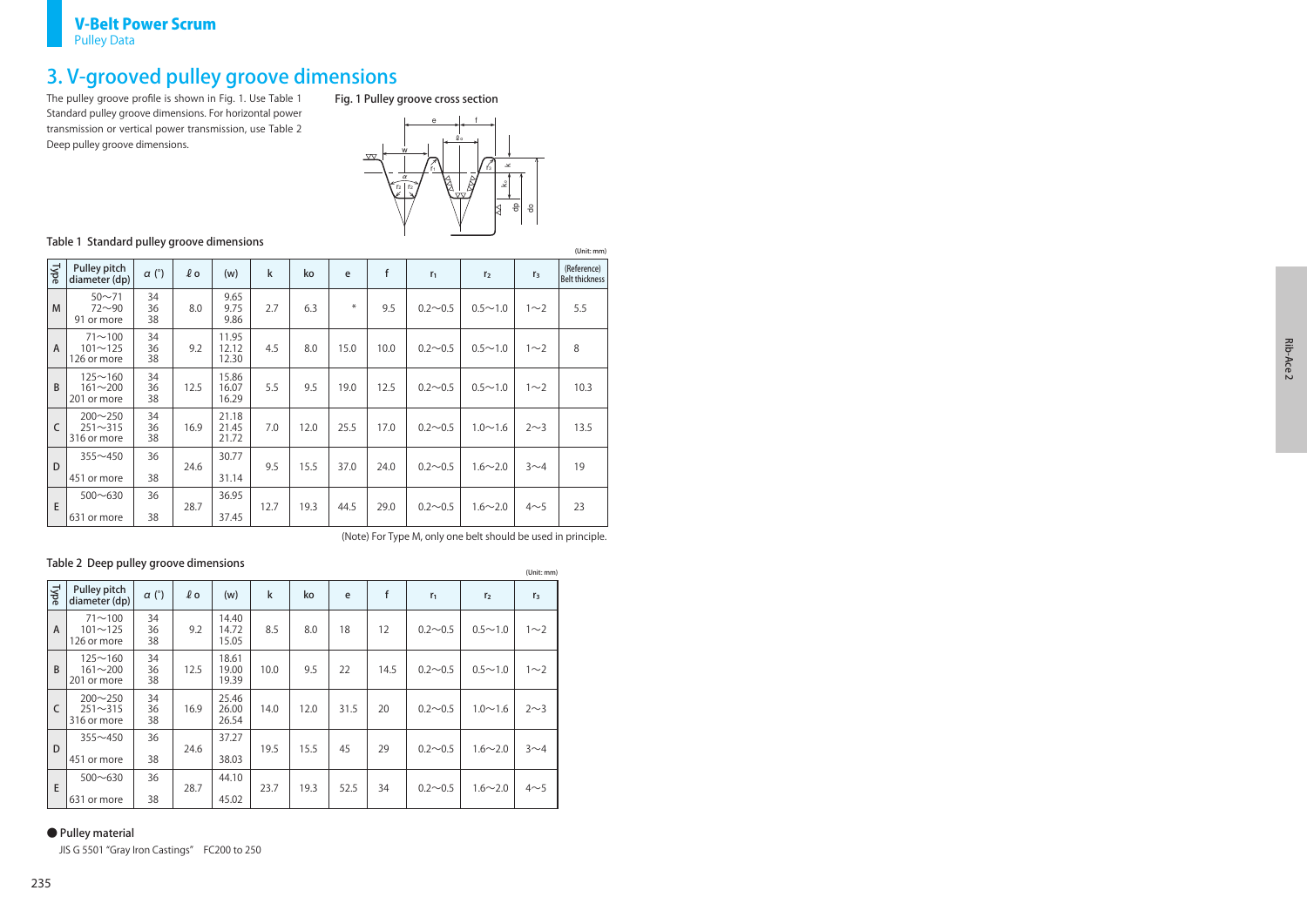V-Belt Power Scrum
Pulley Data

# 3. V-grooved pulley groove dimensions

The pulley groove profile is shown in Fig. 1. Use Table 1 Standard pulley groove dimensions. For horizontal power transmission or vertical power transmission, use Table 2 Deep pulley groove dimensions.

Fig. 1 Pulley groove cross section

e
f
ℓo
w
α
$r_1$
$r_2$
$r_3$
k
ko
dp
do

### Table 1 Standard pulley groove dimensions

(Unit: mm)

| Type | Pulley pitch diameter (dp) | α (°) | ℓo | (w) | k | ko | e | f | $r_1$ | $r_2$ | $r_3$ | (Reference) Belt thickness |
|---|---|---|---|---|---|---|---|---|---|---|---|---|
| M | 50～71<br>72～90<br>91 or more | 34<br>36<br>38 | 8.0 | 9.65<br>9.75<br>9.86 | 2.7 | 6.3 | * | 9.5 | 0.2～0.5 | 0.5～1.0 | 1～2 | 5.5 |
| A | 71～100<br>101～125<br>126 or more | 34<br>36<br>38 | 9.2 | 11.95<br>12.12<br>12.30 | 4.5 | 8.0 | 15.0 | 10.0 | 0.2～0.5 | 0.5～1.0 | 1～2 | 8 |
| B | 125～160<br>161～200<br>201 or more | 34<br>36<br>38 | 12.5 | 15.86<br>16.07<br>16.29 | 5.5 | 9.5 | 19.0 | 12.5 | 0.2～0.5 | 0.5～1.0 | 1～2 | 10.3 |
| C | 200～250<br>251～315<br>316 or more | 34<br>36<br>38 | 16.9 | 21.18<br>21.45<br>21.72 | 7.0 | 12.0 | 25.5 | 17.0 | 0.2～0.5 | 1.0～1.6 | 2～3 | 13.5 |
| D | 355～450<br>451 or more | 36<br>38 | 24.6 | 30.77<br>31.14 | 9.5 | 15.5 | 37.0 | 24.0 | 0.2～0.5 | 1.6～2.0 | 3～4 | 19 |
| E | 500～630<br>631 or more | 36<br>38 | 28.7 | 36.95<br>37.45 | 12.7 | 19.3 | 44.5 | 29.0 | 0.2～0.5 | 1.6～2.0 | 4～5 | 23 |

(Note) For Type M, only one belt should be used in principle.

### Table 2 Deep pulley groove dimensions

(Unit: mm)

| Type | Pulley pitch diameter (dp) | α (°) | ℓo | (w) | k | ko | e | f | $r_1$ | $r_2$ | $r_3$ |
|---|---|---|---|---|---|---|---|---|---|---|---|
| A | 71～100<br>101～125<br>126 or more | 34<br>36<br>38 | 9.2 | 14.40<br>14.72<br>15.05 | 8.5 | 8.0 | 18 | 12 | 0.2～0.5 | 0.5～1.0 | 1～2 |
| B | 125～160<br>161～200<br>201 or more | 34<br>36<br>38 | 12.5 | 18.61<br>19.00<br>19.39 | 10.0 | 9.5 | 22 | 14.5 | 0.2～0.5 | 0.5～1.0 | 1～2 |
| C | 200～250<br>251～315<br>316 or more | 34<br>36<br>38 | 16.9 | 25.46<br>26.00<br>26.54 | 14.0 | 12.0 | 31.5 | 20 | 0.2～0.5 | 1.0～1.6 | 2～3 |
| D | 355～450<br>451 or more | 36<br>38 | 24.6 | 37.27<br>38.03 | 19.5 | 15.5 | 45 | 29 | 0.2～0.5 | 1.6～2.0 | 3～4 |
| E | 500～630<br>631 or more | 36<br>38 | 28.7 | 44.10<br>45.02 | 23.7 | 19.3 | 52.5 | 34 | 0.2～0.5 | 1.6～2.0 | 4～5 |

● **Pulley material**

JIS G 5501 "Gray Iron Castings" FC200 to 250